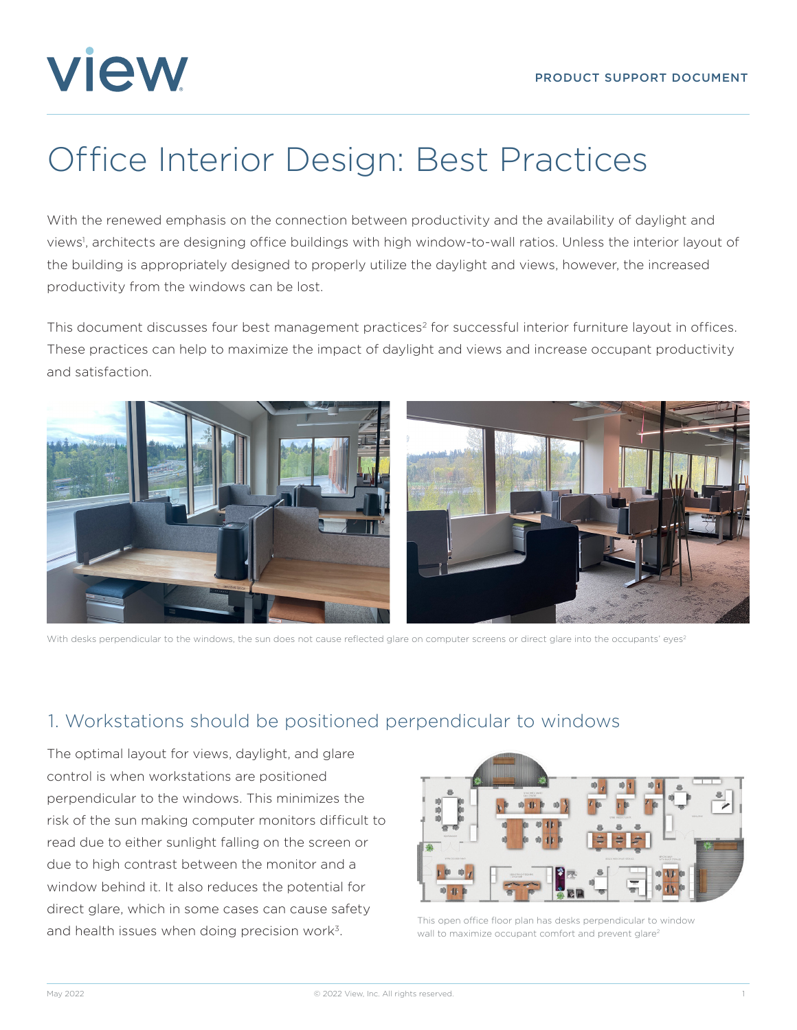# Office Interior Design: Best Practices

With the renewed emphasis on the connection between productivity and the availability of daylight and views[1], architects are designing office buildings with high window-to-wall ratios. Unless the interior layout of the building is appropriately designed to properly utilize the daylight and views, however, the increased productivity from the windows can be lost.

This document discusses four best management practices[2] for successful interior furniture layout in offices. These practices can help to maximize the impact of daylight and views and increase occupant productivity and satisfaction.

With desks perpendicular to the windows, the sun does not cause reflected glare on computer screens or direct glare into the occupants' eyes[2]

## 1. Workstations should be positioned perpendicular to windows

The optimal layout for views, daylight, and glare control is when workstations are positioned perpendicular to the windows. This minimizes the risk of the sun making computer monitors difficult to read due to either sunlight falling on the screen or due to high contrast between the monitor and a window behind it. It also reduces the potential for direct glare, which in some cases can cause safety and health issues when doing precision work[3].

This open office floor plan has desks perpendicular to window wall to maximize occupant comfort and prevent glare[2]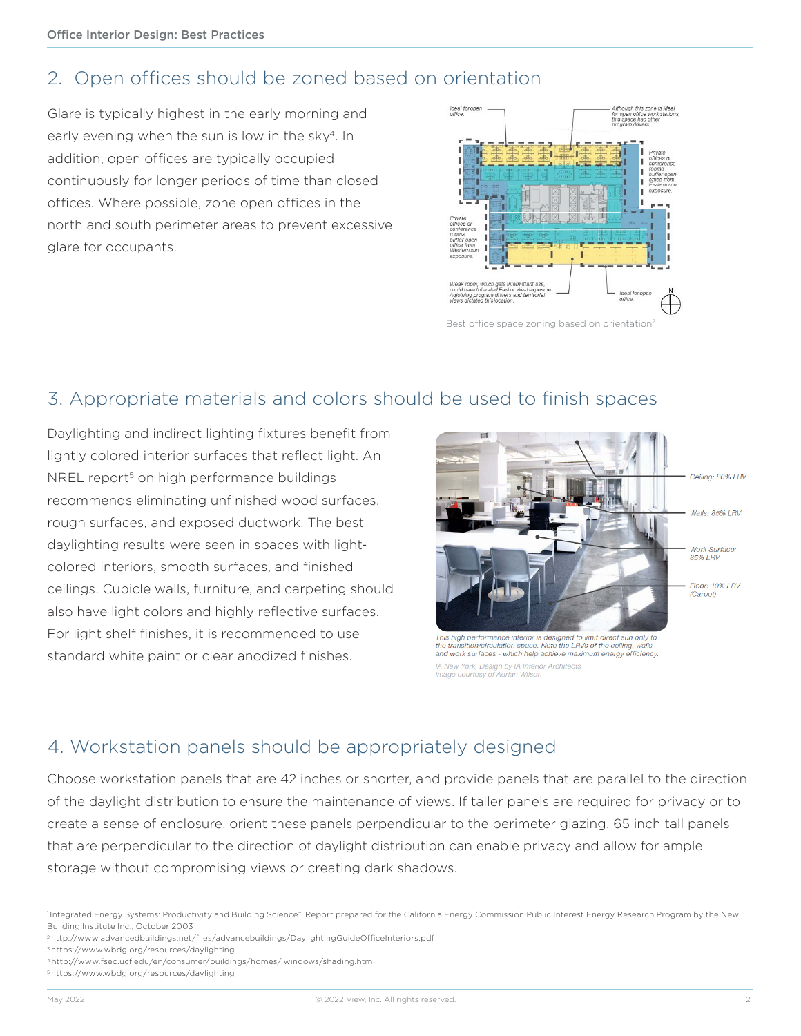## 2. Open offices should be zoned based on orientation

Glare is typically highest in the early morning and early evening when the sun is low in the sky[4]. In addition, open offices are typically occupied continuously for longer periods of time than closed offices. Where possible, zone open offices in the north and south perimeter areas to prevent excessive glare for occupants.

Ideal for open office.

Although this zone is ideal for open office work stations, this space had other program drivers.

Private offices or conference rooms buffer open office from Eastern sun exposure.

Private offices or conference rooms buffer open office from Western sun exposure.

Break room, which gets intermittent use, could have tolerated East or West exposure. Adjoining program drivers and territorial views dictated this location.

Ideal for open office.

N

Best office space zoning based on orientation[2]

## 3. Appropriate materials and colors should be used to finish spaces

Daylighting and indirect lighting fixtures benefit from lightly colored interior surfaces that reflect light. An NREL report[5] on high performance buildings recommends eliminating unfinished wood surfaces, rough surfaces, and exposed ductwork. The best daylighting results were seen in spaces with light-colored interiors, smooth surfaces, and finished ceilings. Cubicle walls, furniture, and carpeting should also have light colors and highly reflective surfaces. For light shelf finishes, it is recommended to use standard white paint or clear anodized finishes.

Ceiling: 80% LRV

Walls: 85% LRV

Work Surface: 85% LRV

Floor: 10% LRV (Carpet)

*This high performance interior is designed to limit direct sun only to the transition/circulation space. Note the LRVs of the ceiling, walls and work surfaces - which help achieve maximum energy efficiency.*

*IA New York, Design by IA Interior Architects*
*Image courtesy of Adrian Wilson*

## 4. Workstation panels should be appropriately designed

Choose workstation panels that are 42 inches or shorter, and provide panels that are parallel to the direction of the daylight distribution to ensure the maintenance of views. If taller panels are required for privacy or to create a sense of enclosure, orient these panels perpendicular to the perimeter glazing. 65 inch tall panels that are perpendicular to the direction of daylight distribution can enable privacy and allow for ample storage without compromising views or creating dark shadows.

---

[1] Integrated Energy Systems: Productivity and Building Science". Report prepared for the California Energy Commission Public Interest Energy Research Program by the New Building Institute Inc., October 2003

[2] http://www.advancedbuildings.net/files/advancebuildings/DaylightingGuideOfficeInteriors.pdf

[3] https://www.wbdg.org/resources/daylighting

[4] http://www.fsec.ucf.edu/en/consumer/buildings/homes/ windows/shading.htm

[5] https://www.wbdg.org/resources/daylighting